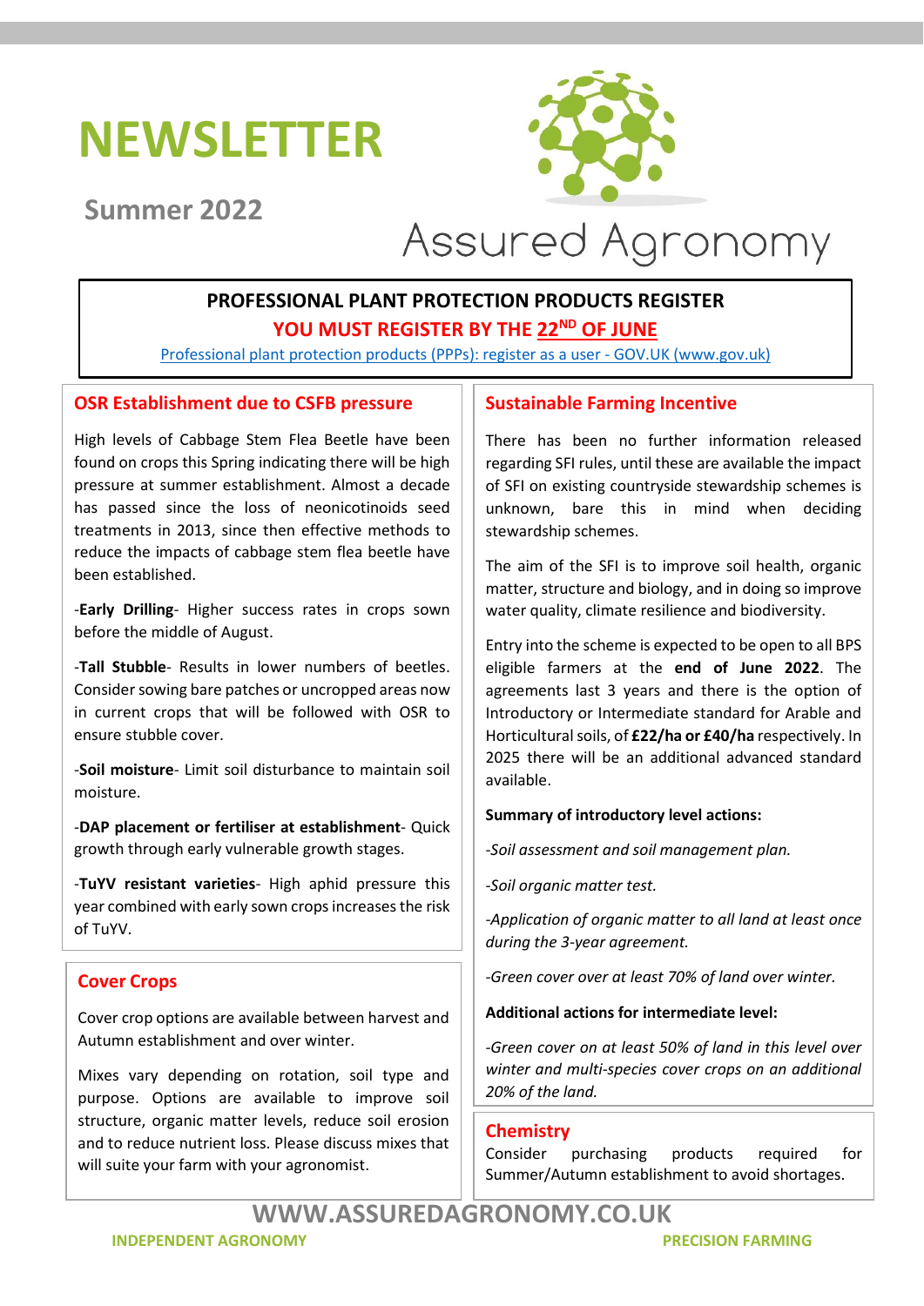# NEWSLETTER

## Summer 2022

Assured Agronomy

**PROFESSIONAL PLANT PROTECTION PRODUCTS REGISTER**

**YOU MUST REGISTER BY THE 22ND OF JUNE**

[Professional plant protection products (PPPs): register as a user - GOV.UK (www.gov.uk)](https://www.gov.uk)

## OSR Establishment due to CSFB pressure

High levels of Cabbage Stem Flea Beetle have been found on crops this Spring indicating there will be high pressure at summer establishment. Almost a decade has passed since the loss of neonicotinoids seed treatments in 2013, since then effective methods to reduce the impacts of cabbage stem flea beetle have been established.

-**Early Drilling**- Higher success rates in crops sown before the middle of August.

-**Tall Stubble**- Results in lower numbers of beetles. Consider sowing bare patches or uncropped areas now in current crops that will be followed with OSR to ensure stubble cover.

-**Soil moisture**- Limit soil disturbance to maintain soil moisture.

-**DAP placement or fertiliser at establishment**- Quick growth through early vulnerable growth stages.

-**TuYV resistant varieties**- High aphid pressure this year combined with early sown crops increases the risk of TuYV.

## Cover Crops

Cover crop options are available between harvest and Autumn establishment and over winter.

Mixes vary depending on rotation, soil type and purpose. Options are available to improve soil structure, organic matter levels, reduce soil erosion and to reduce nutrient loss. Please discuss mixes that will suite your farm with your agronomist.

## Sustainable Farming Incentive

There has been no further information released regarding SFI rules, until these are available the impact of SFI on existing countryside stewardship schemes is unknown, bare this in mind when deciding stewardship schemes.

The aim of the SFI is to improve soil health, organic matter, structure and biology, and in doing so improve water quality, climate resilience and biodiversity.

Entry into the scheme is expected to be open to all BPS eligible farmers at the **end of June 2022**. The agreements last 3 years and there is the option of Introductory or Intermediate standard for Arable and Horticultural soils, of **£22/ha or £40/ha** respectively. In 2025 there will be an additional advanced standard available.

**Summary of introductory level actions:**

*-Soil assessment and soil management plan.*

*-Soil organic matter test.*

*-Application of organic matter to all land at least once during the 3-year agreement.*

*-Green cover over at least 70% of land over winter.*

**Additional actions for intermediate level:**

*-Green cover on at least 50% of land in this level over winter and multi-species cover crops on an additional 20% of the land.*

## Chemistry

Consider purchasing products required for Summer/Autumn establishment to avoid shortages.

**WWW.ASSUREDAGRONOMY.CO.UK**

INDEPENDENT AGRONOMY PRECISION FARMING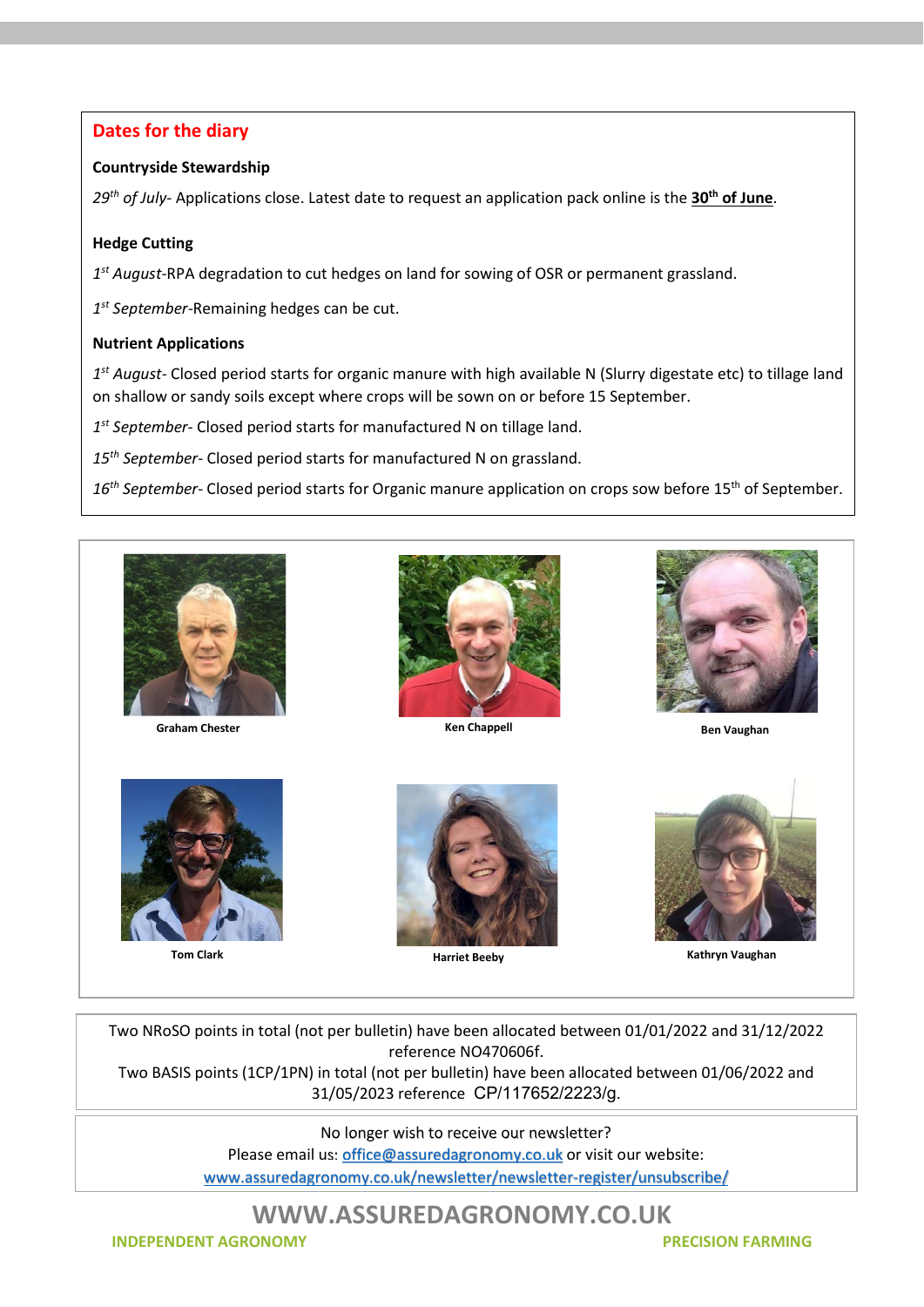## Dates for the diary

**Countryside Stewardship**

*29th of July*- Applications close. Latest date to request an application pack online is the **30th of June**.

**Hedge Cutting**

*1st August*-RPA degradation to cut hedges on land for sowing of OSR or permanent grassland.

*1st September*-Remaining hedges can be cut.

**Nutrient Applications**

*1st August*- Closed period starts for organic manure with high available N (Slurry digestate etc) to tillage land on shallow or sandy soils except where crops will be sown on or before 15 September.

*1st September*- Closed period starts for manufactured N on tillage land.

*15th September*- Closed period starts for manufactured N on grassland.

*16th September*- Closed period starts for Organic manure application on crops sow before 15th of September.

**Graham Chester**

**Ken Chappell**

**Ben Vaughan**

**Tom Clark**

**Harriet Beeby**

**Kathryn Vaughan**

Two NRoSO points in total (not per bulletin) have been allocated between 01/01/2022 and 31/12/2022 reference NO470606f.
Two BASIS points (1CP/1PN) in total (not per bulletin) have been allocated between 01/06/2022 and 31/05/2023 reference CP/117652/2223/g.

No longer wish to receive our newsletter?
Please email us: office@assuredagronomy.co.uk or visit our website:
www.assuredagronomy.co.uk/newsletter/newsletter-register/unsubscribe/

**WWW.ASSUREDAGRONOMY.CO.UK**

INDEPENDENT AGRONOMY PRECISION FARMING